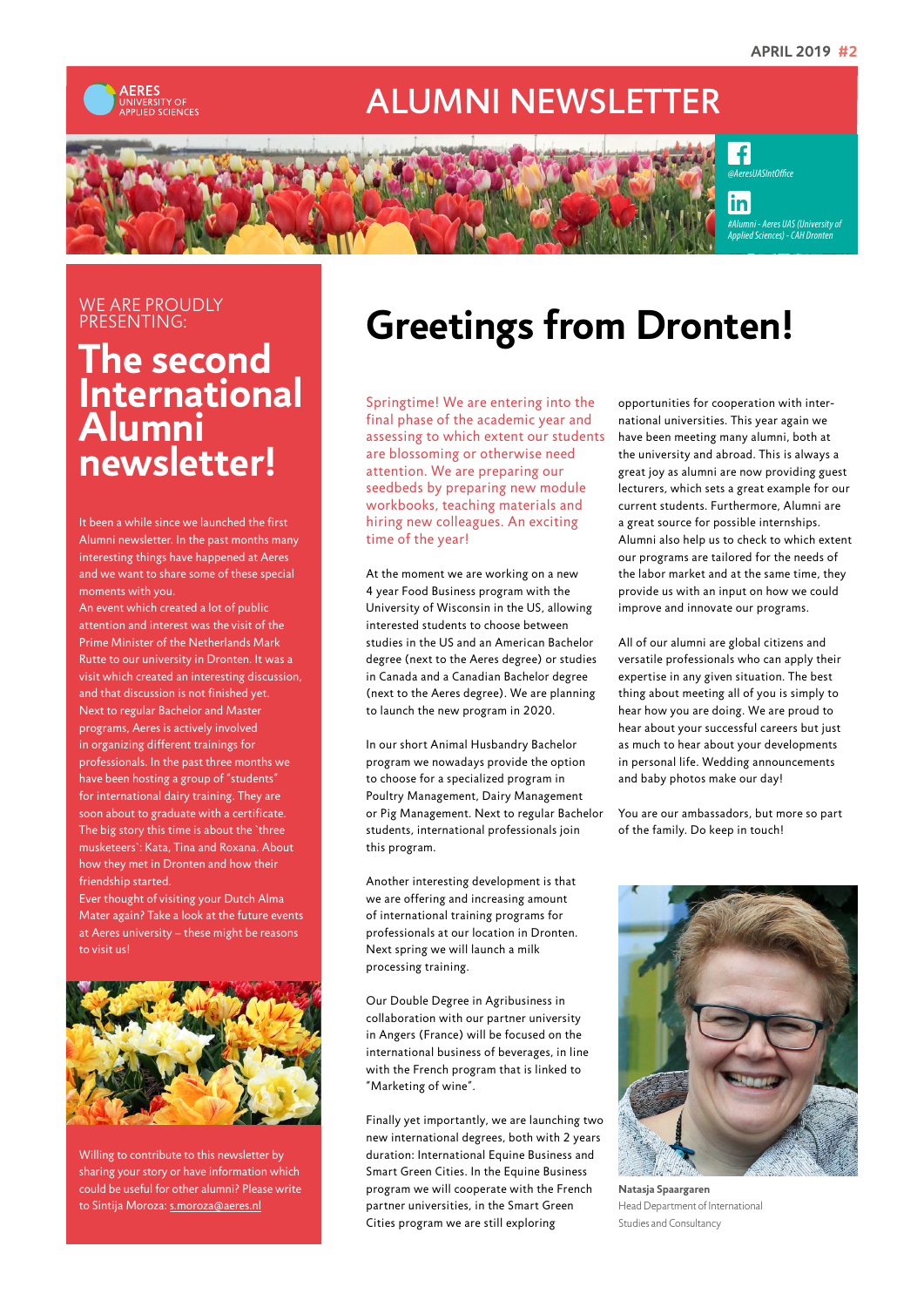APRIL 2019 #2

AERES UNIVERSITY OF APPLIED SCIENCES

# ALUMNI NEWSLETTER

@AeresUASIntOffice

#Alumni - Aeres UAS (University of Applied Sciences) - CAH Dronten

WE ARE PROUDLY PRESENTING:

## The second International Alumni newsletter!

It been a while since we launched the first Alumni newsletter. In the past months many interesting things have happened at Aeres and we want to share some of these special moments with you.

An event which created a lot of public attention and interest was the visit of the Prime Minister of the Netherlands Mark Rutte to our university in Dronten. It was a visit which created an interesting discussion, and that discussion is not finished yet.

Next to regular Bachelor and Master programs, Aeres is actively involved in organizing different trainings for professionals. In the past three months we have been hosting a group of "students" for international dairy training. They are soon about to graduate with a certificate.

The big story this time is about the `three musketeers`: Kata, Tina and Roxana. About how they met in Dronten and how their friendship started.

Ever thought of visiting your Dutch Alma Mater again? Take a look at the future events at Aeres university – these might be reasons to visit us!

Willing to contribute to this newsletter by sharing your story or have information which could be useful for other alumni? Please write to Sintija Moroza: s.moroza@aeres.nl

# Greetings from Dronten!

Springtime! We are entering into the final phase of the academic year and assessing to which extent our students are blossoming or otherwise need attention. We are preparing our seedbeds by preparing new module workbooks, teaching materials and hiring new colleagues. An exciting time of the year!

At the moment we are working on a new 4 year Food Business program with the University of Wisconsin in the US, allowing interested students to choose between studies in the US and an American Bachelor degree (next to the Aeres degree) or studies in Canada and a Canadian Bachelor degree (next to the Aeres degree). We are planning to launch the new program in 2020.

In our short Animal Husbandry Bachelor program we nowadays provide the option to choose for a specialized program in Poultry Management, Dairy Management or Pig Management. Next to regular Bachelor students, international professionals join this program.

Another interesting development is that we are offering and increasing amount of international training programs for professionals at our location in Dronten. Next spring we will launch a milk processing training.

Our Double Degree in Agribusiness in collaboration with our partner university in Angers (France) will be focused on the international business of beverages, in line with the French program that is linked to "Marketing of wine".

Finally yet importantly, we are launching two new international degrees, both with 2 years duration: International Equine Business and Smart Green Cities. In the Equine Business program we will cooperate with the French partner universities, in the Smart Green Cities program we are still exploring opportunities for cooperation with international universities. This year again we have been meeting many alumni, both at the university and abroad. This is always a great joy as alumni are now providing guest lecturers, which sets a great example for our current students. Furthermore, Alumni are a great source for possible internships. Alumni also help us to check to which extent our programs are tailored for the needs of the labor market and at the same time, they provide us with an input on how we could improve and innovate our programs.

All of our alumni are global citizens and versatile professionals who can apply their expertise in any given situation. The best thing about meeting all of you is simply to hear how you are doing. We are proud to hear about your successful careers but just as much to hear about your developments in personal life. Wedding announcements and baby photos make our day!

You are our ambassadors, but more so part of the family. Do keep in touch!

**Natasja Spaargaren**
Head Department of International Studies and Consultancy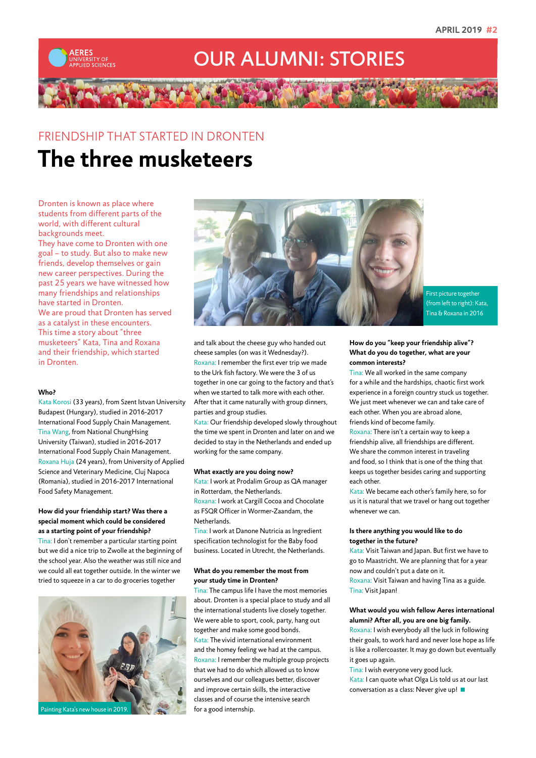# OUR ALUMNI: STORIES

## FRIENDSHIP THAT STARTED IN DRONTEN

# The three musketeers

Dronten is known as place where students from different parts of the world, with different cultural backgrounds meet. They have come to Dronten with one goal – to study. But also to make new friends, develop themselves or gain new career perspectives. During the past 25 years we have witnessed how many friendships and relationships have started in Dronten. We are proud that Dronten has served as a catalyst in these encounters. This time a story about "three musketeers" Kata, Tina and Roxana and their friendship, which started in Dronten.

First picture together (from left to right): Kata, Tina & Roxana in 2016

**Who?**

Kata Korosi (33 years), from Szent Istvan University Budapest (Hungary), studied in 2016-2017 International Food Supply Chain Management.
Tina Wang, from National ChungHsing University (Taiwan), studied in 2016-2017 International Food Supply Chain Management.
Roxana Huja (24 years), from University of Applied Science and Veterinary Medicine, Cluj Napoca (Romania), studied in 2016-2017 International Food Safety Management.

**How did your friendship start? Was there a special moment which could be considered as a starting point of your friendship?**

Tina: I don't remember a particular starting point but we did a nice trip to Zwolle at the beginning of the school year. Also the weather was still nice and we could all eat together outside. In the winter we tried to squeeze in a car to do groceries together and talk about the cheese guy who handed out cheese samples (on was it Wednesday?).

Roxana: I remember the first ever trip we made to the Urk fish factory. We were the 3 of us together in one car going to the factory and that's when we started to talk more with each other. After that it came naturally with group dinners, parties and group studies.

Kata: Our friendship developed slowly throughout the time we spent in Dronten and later on and we decided to stay in the Netherlands and ended up working for the same company.

Painting Kata's new house in 2019.

**What exactly are you doing now?**

Kata: I work at Prodalim Group as QA manager in Rotterdam, the Netherlands.

Roxana: I work at Cargill Cocoa and Chocolate as FSQR Officer in Wormer-Zaandam, the Netherlands.

Tina: I work at Danone Nutricia as Ingredient specification technologist for the Baby food business. Located in Utrecht, the Netherlands.

**What do you remember the most from your study time in Dronten?**

Tina: The campus life I have the most memories about. Dronten is a special place to study and all the international students live closely together. We were able to sport, cook, party, hang out together and make some good bonds.

Kata: The vivid international environment and the homey feeling we had at the campus.

Roxana: I remember the multiple group projects that we had to do which allowed us to know ourselves and our colleagues better, discover and improve certain skills, the interactive classes and of course the intensive search for a good internship.

**How do you "keep your friendship alive"? What do you do together, what are your common interests?**

Tina: We all worked in the same company for a while and the hardships, chaotic first work experience in a foreign country stuck us together. We just meet whenever we can and take care of each other. When you are abroad alone, friends kind of become family.

Roxana: There isn't a certain way to keep a friendship alive, all friendships are different. We share the common interest in traveling and food, so I think that is one of the thing that keeps us together besides caring and supporting each other.

Kata: We became each other's family here, so for us it is natural that we travel or hang out together whenever we can.

**Is there anything you would like to do together in the future?**

Kata: Visit Taiwan and Japan. But first we have to go to Maastricht. We are planning that for a year now and couldn't put a date on it.

Roxana: Visit Taiwan and having Tina as a guide.

Tina: Visit Japan!

**What would you wish fellow Aeres international alumni? After all, you are one big family.**

Roxana: I wish everybody all the luck in following their goals, to work hard and never lose hope as life is like a rollercoaster. It may go down but eventually it goes up again.

Tina: I wish everyone very good luck.

Kata: I can quote what Olga Lis told us at our last conversation as a class: Never give up! ■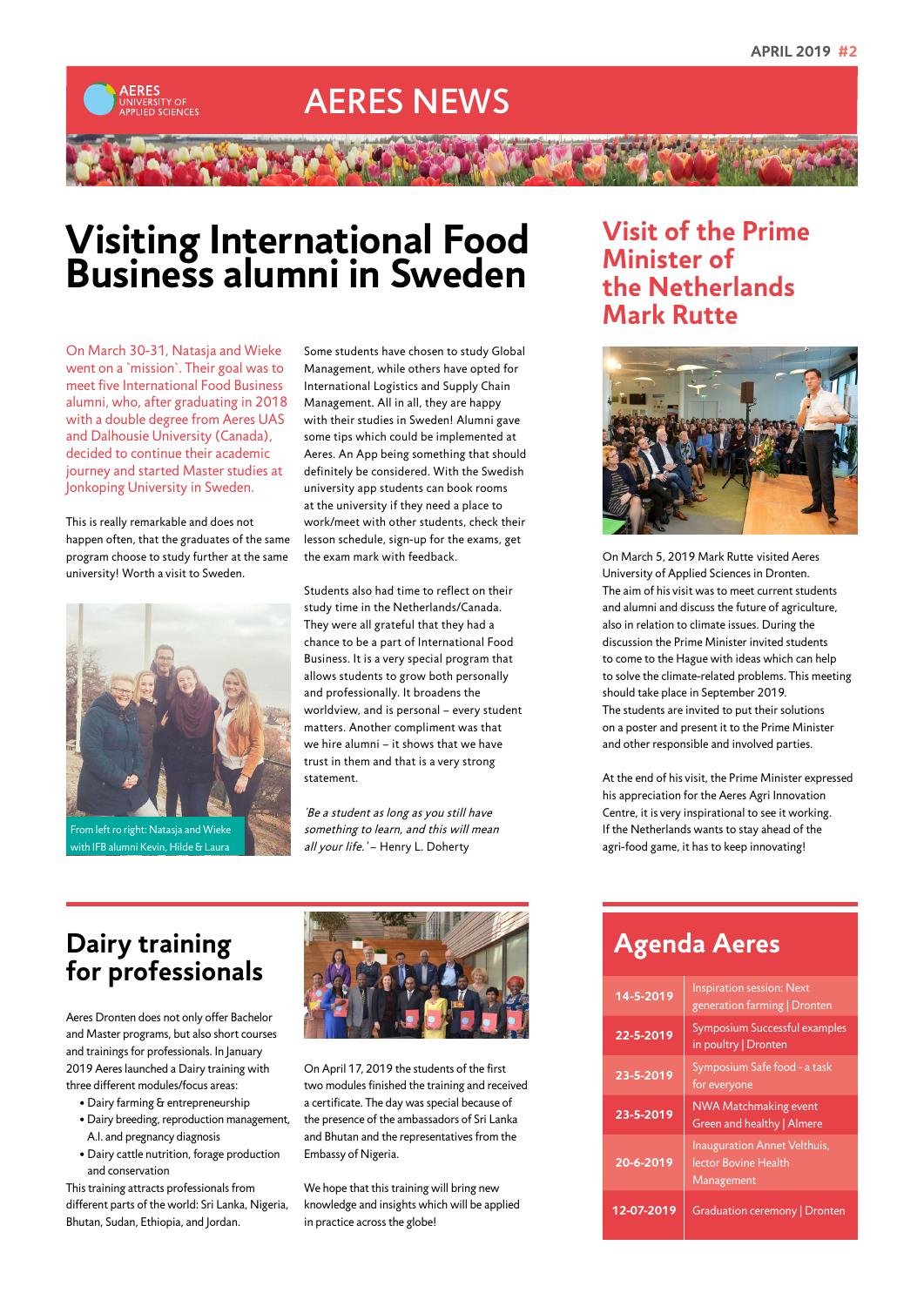# AERES NEWS

APRIL 2019 #2

## Visiting International Food Business alumni in Sweden

On March 30-31, Natasja and Wieke went on a `mission`. Their goal was to meet five International Food Business alumni, who, after graduating in 2018 with a double degree from Aeres UAS and Dalhousie University (Canada), decided to continue their academic journey and started Master studies at Jonkoping University in Sweden.

This is really remarkable and does not happen often, that the graduates of the same program choose to study further at the same university! Worth a visit to Sweden.

From left ro right: Natasja and Wieke with IFB alumni Kevin, Hilde & Laura

Some students have chosen to study Global Management, while others have opted for International Logistics and Supply Chain Management. All in all, they are happy with their studies in Sweden! Alumni gave some tips which could be implemented at Aeres. An App being something that should definitely be considered. With the Swedish university app students can book rooms at the university if they need a place to work/meet with other students, check their lesson schedule, sign-up for the exams, get the exam mark with feedback.

Students also had time to reflect on their study time in the Netherlands/Canada. They were all grateful that they had a chance to be a part of International Food Business. It is a very special program that allows students to grow both personally and professionally. It broadens the worldview, and is personal – every student matters. Another compliment was that we hire alumni – it shows that we have trust in them and that is a very strong statement.

*'Be a student as long as you still have something to learn, and this will mean all your life.'* – Henry L. Doherty

## Visit of the Prime Minister of the Netherlands Mark Rutte

On March 5, 2019 Mark Rutte visited Aeres University of Applied Sciences in Dronten. The aim of his visit was to meet current students and alumni and discuss the future of agriculture, also in relation to climate issues. During the discussion the Prime Minister invited students to come to the Hague with ideas which can help to solve the climate-related problems. This meeting should take place in September 2019.
The students are invited to put their solutions on a poster and present it to the Prime Minister and other responsible and involved parties.

At the end of his visit, the Prime Minister expressed his appreciation for the Aeres Agri Innovation Centre, it is very inspirational to see it working. If the Netherlands wants to stay ahead of the agri-food game, it has to keep innovating!

## Dairy training for professionals

Aeres Dronten does not only offer Bachelor and Master programs, but also short courses and trainings for professionals. In January 2019 Aeres launched a Dairy training with three different modules/focus areas:

- Dairy farming & entrepreneurship
- Dairy breeding, reproduction management, A.I. and pregnancy diagnosis
- Dairy cattle nutrition, forage production and conservation

This training attracts professionals from different parts of the world: Sri Lanka, Nigeria, Bhutan, Sudan, Ethiopia, and Jordan.

On April 17, 2019 the students of the first two modules finished the training and received a certificate. The day was special because of the presence of the ambassadors of Sri Lanka and Bhutan and the representatives from the Embassy of Nigeria.

We hope that this training will bring new knowledge and insights which will be applied in practice across the globe!

## Agenda Aeres

| | |
|---|---|
| 14-5-2019 | Inspiration session: Next generation farming \| Dronten |
| 22-5-2019 | Symposium Successful examples in poultry \| Dronten |
| 23-5-2019 | Symposium Safe food - a task for everyone |
| 23-5-2019 | NWA Matchmaking event Green and healthy \| Almere |
| 20-6-2019 | Inauguration Annet Velthuis, lector Bovine Health Management |
| 12-07-2019 | Graduation ceremony \| Dronten |